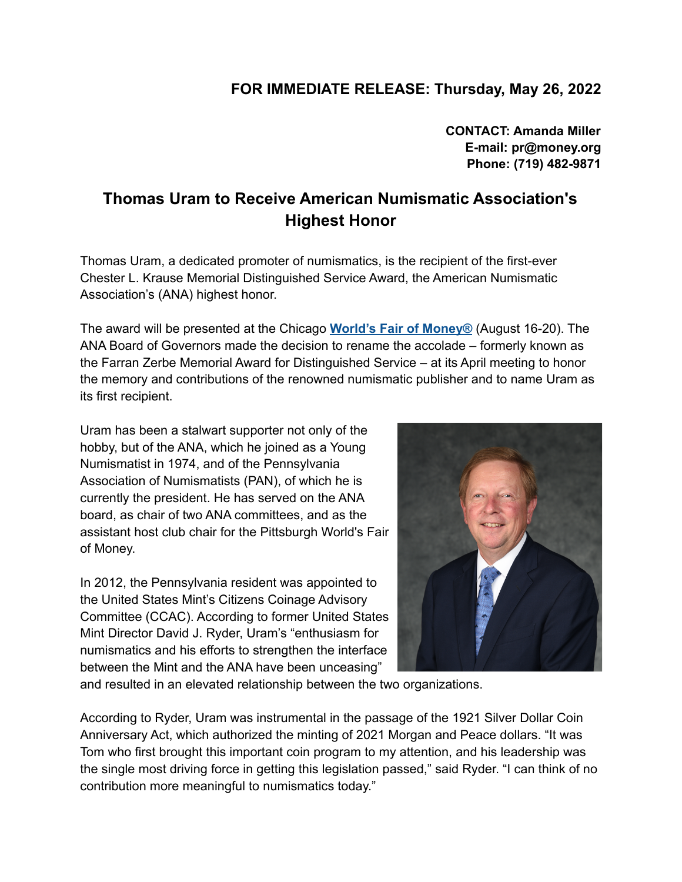**FOR IMMEDIATE RELEASE: Thursday, May 26, 2022**

**CONTACT: Amanda Miller**
**E-mail: pr@money.org**
**Phone: (719) 482-9871**

# Thomas Uram to Receive American Numismatic Association's Highest Honor

Thomas Uram, a dedicated promoter of numismatics, is the recipient of the first-ever Chester L. Krause Memorial Distinguished Service Award, the American Numismatic Association's (ANA) highest honor.

The award will be presented at the Chicago **World's Fair of Money®** (August 16-20). The ANA Board of Governors made the decision to rename the accolade – formerly known as the Farran Zerbe Memorial Award for Distinguished Service – at its April meeting to honor the memory and contributions of the renowned numismatic publisher and to name Uram as its first recipient.

Uram has been a stalwart supporter not only of the hobby, but of the ANA, which he joined as a Young Numismatist in 1974, and of the Pennsylvania Association of Numismatists (PAN), of which he is currently the president. He has served on the ANA board, as chair of two ANA committees, and as the assistant host club chair for the Pittsburgh World's Fair of Money.

In 2012, the Pennsylvania resident was appointed to the United States Mint's Citizens Coinage Advisory Committee (CCAC). According to former United States Mint Director David J. Ryder, Uram's "enthusiasm for numismatics and his efforts to strengthen the interface between the Mint and the ANA have been unceasing" and resulted in an elevated relationship between the two organizations.

According to Ryder, Uram was instrumental in the passage of the 1921 Silver Dollar Coin Anniversary Act, which authorized the minting of 2021 Morgan and Peace dollars. "It was Tom who first brought this important coin program to my attention, and his leadership was the single most driving force in getting this legislation passed," said Ryder. "I can think of no contribution more meaningful to numismatics today."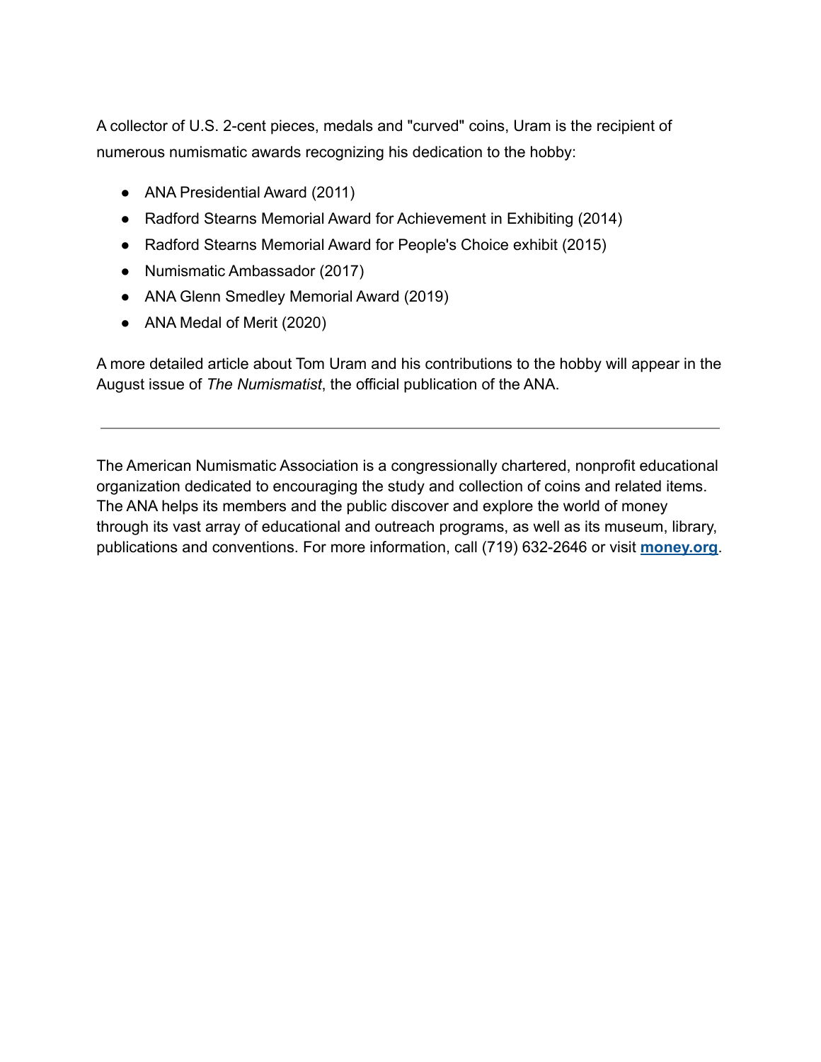A collector of U.S. 2-cent pieces, medals and "curved" coins, Uram is the recipient of numerous numismatic awards recognizing his dedication to the hobby:

- ANA Presidential Award (2011)
- Radford Stearns Memorial Award for Achievement in Exhibiting (2014)
- Radford Stearns Memorial Award for People's Choice exhibit (2015)
- Numismatic Ambassador (2017)
- ANA Glenn Smedley Memorial Award (2019)
- ANA Medal of Merit (2020)

A more detailed article about Tom Uram and his contributions to the hobby will appear in the August issue of *The Numismatist*, the official publication of the ANA.

---

The American Numismatic Association is a congressionally chartered, nonprofit educational organization dedicated to encouraging the study and collection of coins and related items. The ANA helps its members and the public discover and explore the world of money through its vast array of educational and outreach programs, as well as its museum, library, publications and conventions. For more information, call (719) 632-2646 or visit **money.org**.